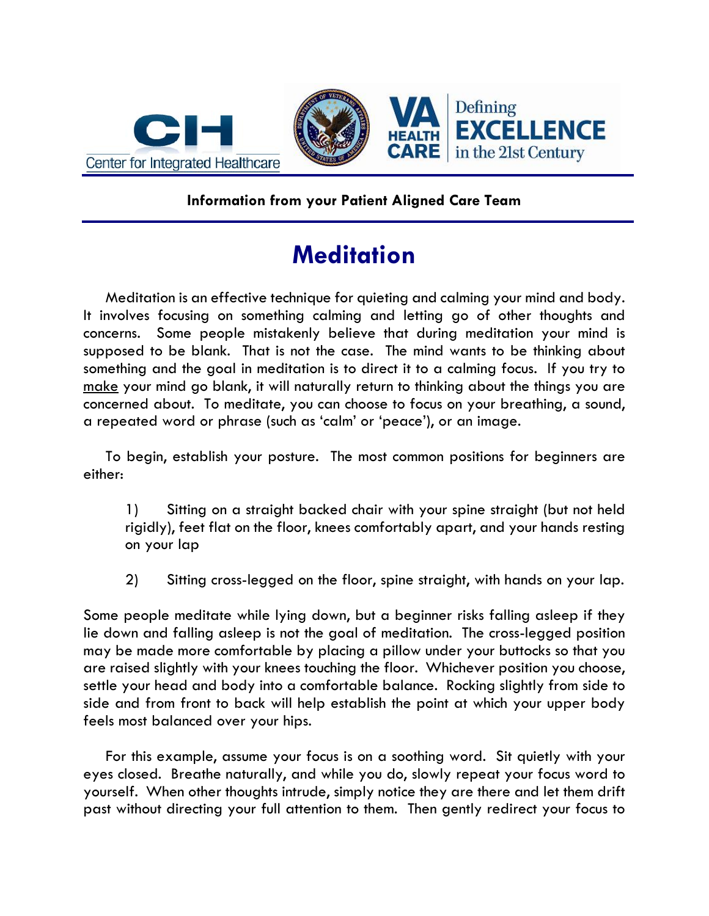Center for Integrated Healthcare

VA HEALTH CARE — Defining EXCELLENCE in the 21st Century

**Information from your Patient Aligned Care Team**

# Meditation

Meditation is an effective technique for quieting and calming your mind and body. It involves focusing on something calming and letting go of other thoughts and concerns. Some people mistakenly believe that during meditation your mind is supposed to be blank. That is not the case. The mind wants to be thinking about something and the goal in meditation is to direct it to a calming focus. If you try to make your mind go blank, it will naturally return to thinking about the things you are concerned about. To meditate, you can choose to focus on your breathing, a sound, a repeated word or phrase (such as 'calm' or 'peace'), or an image.

To begin, establish your posture. The most common positions for beginners are either:

1) Sitting on a straight backed chair with your spine straight (but not held rigidly), feet flat on the floor, knees comfortably apart, and your hands resting on your lap

2) Sitting cross-legged on the floor, spine straight, with hands on your lap.

Some people meditate while lying down, but a beginner risks falling asleep if they lie down and falling asleep is not the goal of meditation. The cross-legged position may be made more comfortable by placing a pillow under your buttocks so that you are raised slightly with your knees touching the floor. Whichever position you choose, settle your head and body into a comfortable balance. Rocking slightly from side to side and from front to back will help establish the point at which your upper body feels most balanced over your hips.

For this example, assume your focus is on a soothing word. Sit quietly with your eyes closed. Breathe naturally, and while you do, slowly repeat your focus word to yourself. When other thoughts intrude, simply notice they are there and let them drift past without directing your full attention to them. Then gently redirect your focus to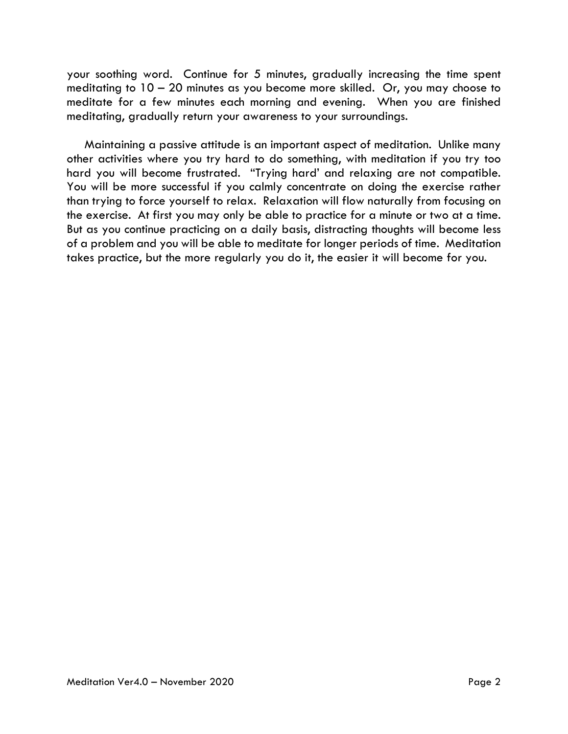your soothing word. Continue for 5 minutes, gradually increasing the time spent meditating to 10 – 20 minutes as you become more skilled. Or, you may choose to meditate for a few minutes each morning and evening. When you are finished meditating, gradually return your awareness to your surroundings.

Maintaining a passive attitude is an important aspect of meditation. Unlike many other activities where you try hard to do something, with meditation if you try too hard you will become frustrated. "Trying hard' and relaxing are not compatible. You will be more successful if you calmly concentrate on doing the exercise rather than trying to force yourself to relax. Relaxation will flow naturally from focusing on the exercise. At first you may only be able to practice for a minute or two at a time. But as you continue practicing on a daily basis, distracting thoughts will become less of a problem and you will be able to meditate for longer periods of time. Meditation takes practice, but the more regularly you do it, the easier it will become for you.